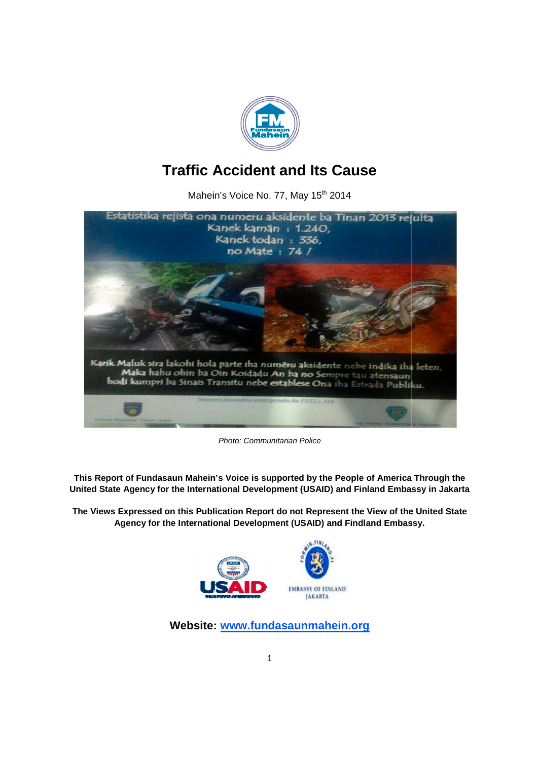# Traffic Accident and Its Cause

Mahein's Voice No. 77, May 15th 2014

*Photo: Communitarian Police*

**This Report of Fundasaun Mahein's Voice is supported by the People of America Through the United State Agency for the International Development (USAID) and Finland Embassy in Jakarta**

**The Views Expressed on this Publication Report do not Represent the View of the United State Agency for the International Development (USAID) and Findland Embassy.**

**Website: [www.fundasaunmahein.org](http://www.fundasaunmahein.org)**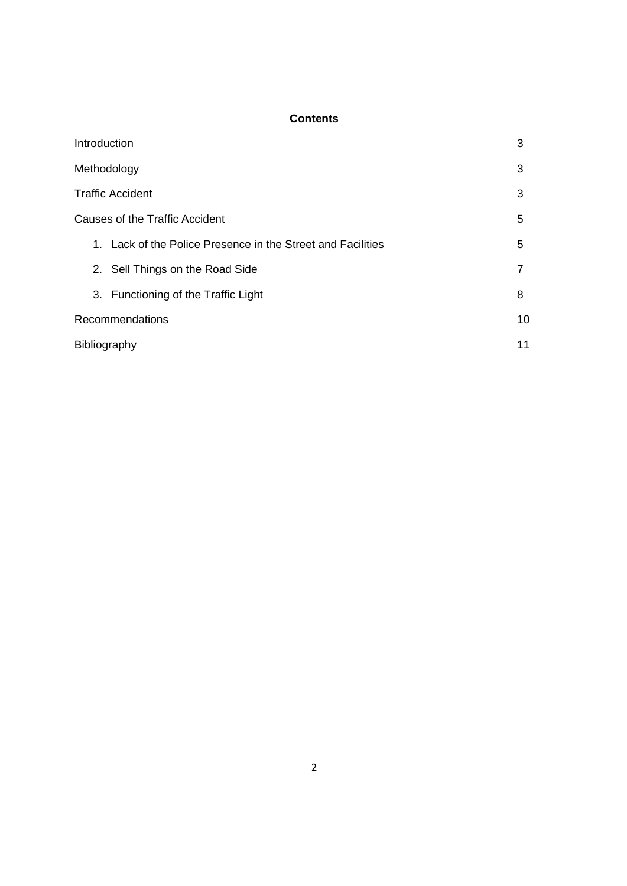**Contents**

| | |
|---|---|
| Introduction | 3 |
| Methodology | 3 |
| Traffic Accident | 3 |
| Causes of the Traffic Accident | 5 |
| 1. Lack of the Police Presence in the Street and Facilities | 5 |
| 2. Sell Things on the Road Side | 7 |
| 3. Functioning of the Traffic Light | 8 |
| Recommendations | 10 |
| Bibliography | 11 |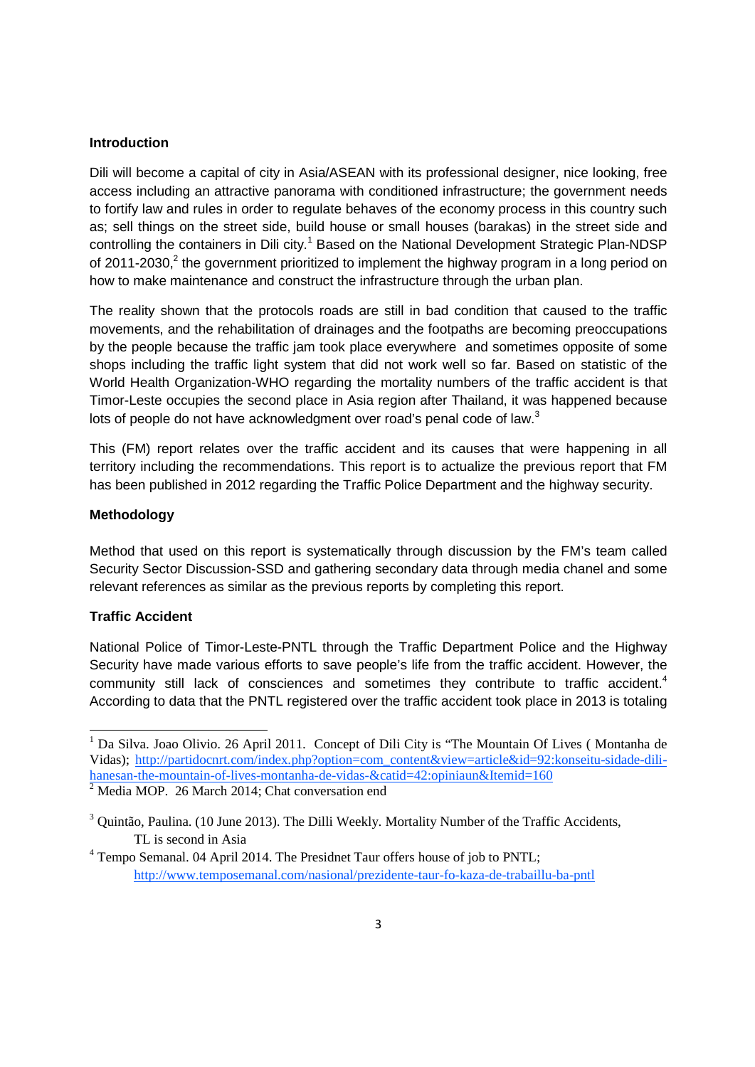**Introduction**

Dili will become a capital of city in Asia/ASEAN with its professional designer, nice looking, free access including an attractive panorama with conditioned infrastructure; the government needs to fortify law and rules in order to regulate behaves of the economy process in this country such as; sell things on the street side, build house or small houses (barakas) in the street side and controlling the containers in Dili city.[1] Based on the National Development Strategic Plan-NDSP of 2011-2030,[2] the government prioritized to implement the highway program in a long period on how to make maintenance and construct the infrastructure through the urban plan.

The reality shown that the protocols roads are still in bad condition that caused to the traffic movements, and the rehabilitation of drainages and the footpaths are becoming preoccupations by the people because the traffic jam took place everywhere and sometimes opposite of some shops including the traffic light system that did not work well so far. Based on statistic of the World Health Organization-WHO regarding the mortality numbers of the traffic accident is that Timor-Leste occupies the second place in Asia region after Thailand, it was happened because lots of people do not have acknowledgment over road's penal code of law.[3]

This (FM) report relates over the traffic accident and its causes that were happening in all territory including the recommendations. This report is to actualize the previous report that FM has been published in 2012 regarding the Traffic Police Department and the highway security.

**Methodology**

Method that used on this report is systematically through discussion by the FM's team called Security Sector Discussion-SSD and gathering secondary data through media chanel and some relevant references as similar as the previous reports by completing this report.

**Traffic Accident**

National Police of Timor-Leste-PNTL through the Traffic Department Police and the Highway Security have made various efforts to save people's life from the traffic accident. However, the community still lack of consciences and sometimes they contribute to traffic accident.[4] According to data that the PNTL registered over the traffic accident took place in 2013 is totaling

---

[1] Da Silva. Joao Olivio. 26 April 2011. Concept of Dili City is "The Mountain Of Lives ( Montanha de Vidas); http://partidocnrt.com/index.php?option=com_content&view=article&id=92:konseitu-sidade-dili-hanesan-the-mountain-of-lives-montanha-de-vidas-&catid=42:opiniaun&Itemid=160

[2] Media MOP. 26 March 2014; Chat conversation end

[3] Quintão, Paulina. (10 June 2013). The Dilli Weekly. Mortality Number of the Traffic Accidents, TL is second in Asia

[4] Tempo Semanal. 04 April 2014. The Presidnet Taur offers house of job to PNTL; http://www.temposemanal.com/nasional/prezidente-taur-fo-kaza-de-trabaillu-ba-pntl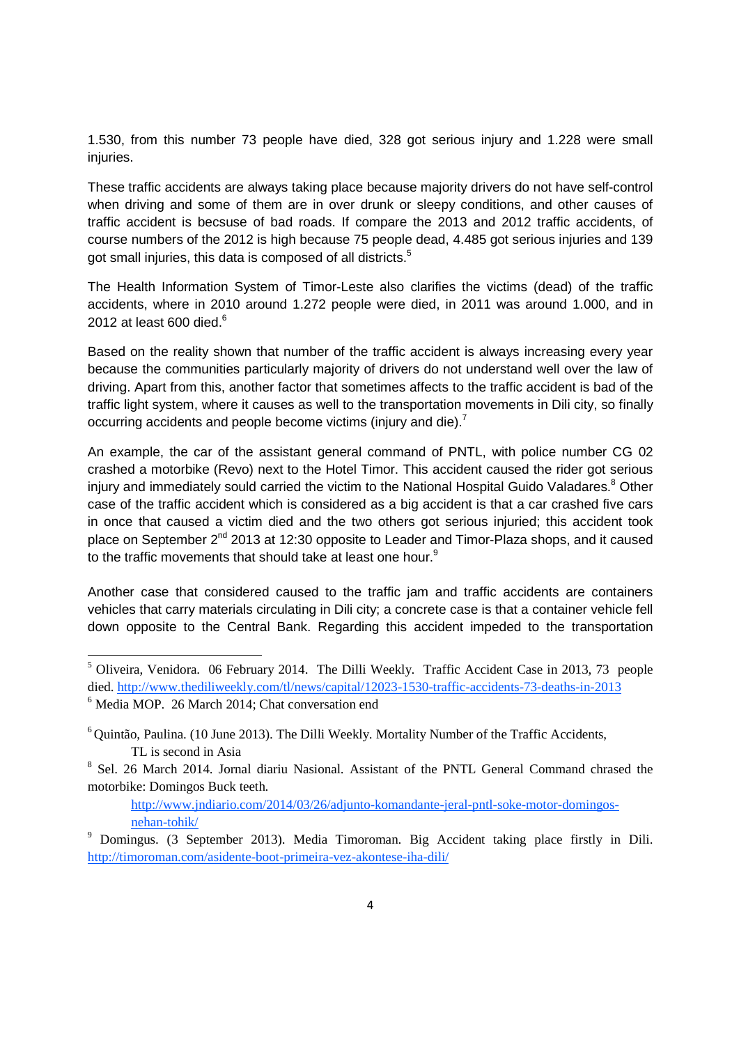1.530, from this number 73 people have died, 328 got serious injury and 1.228 were small injuries.

These traffic accidents are always taking place because majority drivers do not have self-control when driving and some of them are in over drunk or sleepy conditions, and other causes of traffic accident is becsuse of bad roads. If compare the 2013 and 2012 traffic accidents, of course numbers of the 2012 is high because 75 people dead, 4.485 got serious injuries and 139 got small injuries, this data is composed of all districts.[5]

The Health Information System of Timor-Leste also clarifies the victims (dead) of the traffic accidents, where in 2010 around 1.272 people were died, in 2011 was around 1.000, and in 2012 at least 600 died.[6]

Based on the reality shown that number of the traffic accident is always increasing every year because the communities particularly majority of drivers do not understand well over the law of driving. Apart from this, another factor that sometimes affects to the traffic accident is bad of the traffic light system, where it causes as well to the transportation movements in Dili city, so finally occurring accidents and people become victims (injury and die).[7]

An example, the car of the assistant general command of PNTL, with police number CG 02 crashed a motorbike (Revo) next to the Hotel Timor. This accident caused the rider got serious injury and immediately sould carried the victim to the National Hospital Guido Valadares.[8] Other case of the traffic accident which is considered as a big accident is that a car crashed five cars in once that caused a victim died and the two others got serious injuried; this accident took place on September 2nd 2013 at 12:30 opposite to Leader and Timor-Plaza shops, and it caused to the traffic movements that should take at least one hour.[9]

Another case that considered caused to the traffic jam and traffic accidents are containers vehicles that carry materials circulating in Dili city; a concrete case is that a container vehicle fell down opposite to the Central Bank. Regarding this accident impeded to the transportation

---

[5] Oliveira, Venidora. 06 February 2014. The Dilli Weekly. Traffic Accident Case in 2013, 73 people died. http://www.thediliweekly.com/tl/news/capital/12023-1530-traffic-accidents-73-deaths-in-2013

[6] Media MOP. 26 March 2014; Chat conversation end

[6] Quintão, Paulina. (10 June 2013). The Dilli Weekly. Mortality Number of the Traffic Accidents, TL is second in Asia

[8] Sel. 26 March 2014. Jornal diariu Nasional. Assistant of the PNTL General Command chrased the motorbike: Domingos Buck teeth. http://www.jndiario.com/2014/03/26/adjunto-komandante-jeral-pntl-soke-motor-domingos-nehan-tohik/

[9] Domingus. (3 September 2013). Media Timoroman. Big Accident taking place firstly in Dili. http://timoroman.com/asidente-boot-primeira-vez-akontese-iha-dili/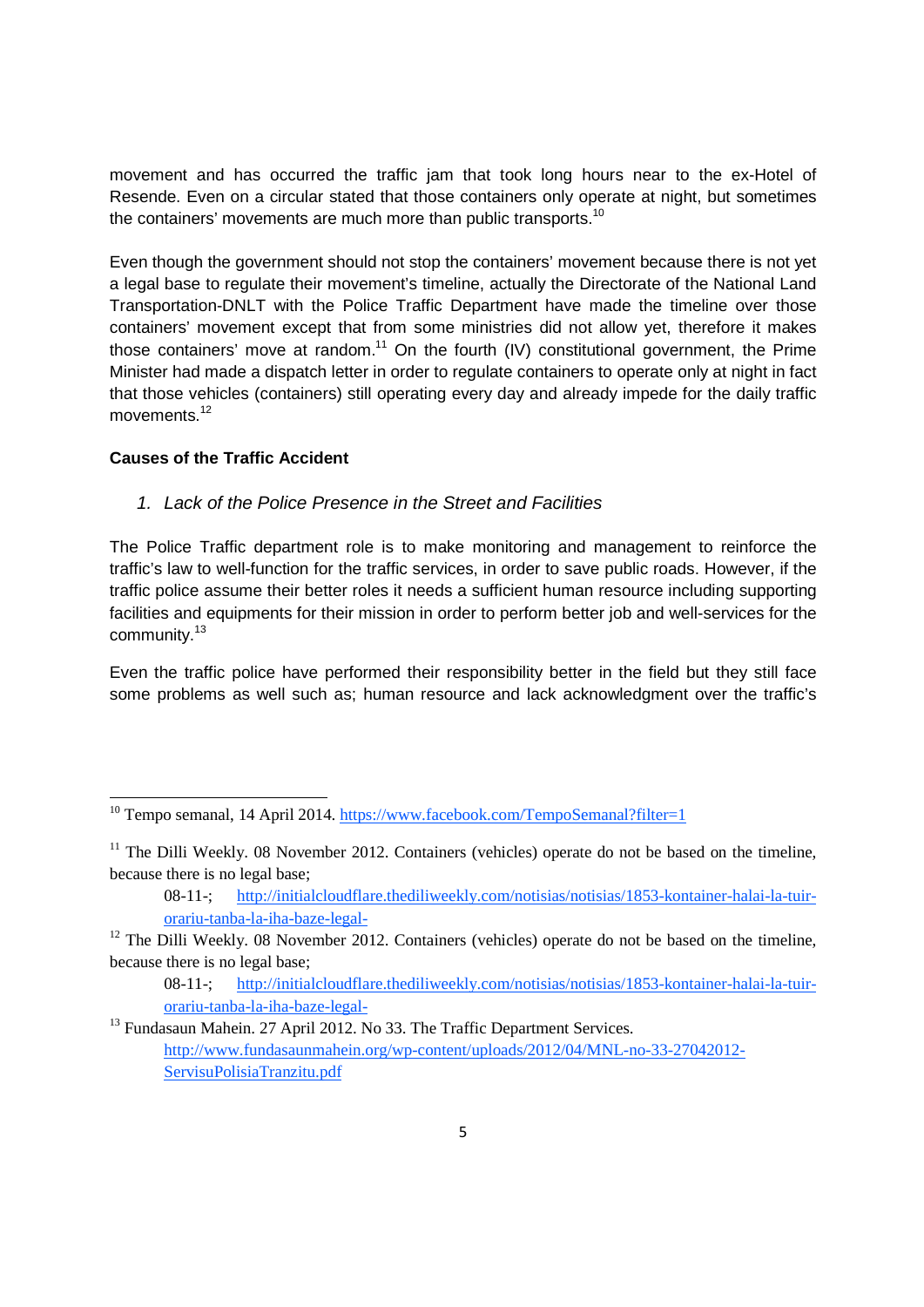movement and has occurred the traffic jam that took long hours near to the ex-Hotel of Resende. Even on a circular stated that those containers only operate at night, but sometimes the containers' movements are much more than public transports.[10]

Even though the government should not stop the containers' movement because there is not yet a legal base to regulate their movement's timeline, actually the Directorate of the National Land Transportation-DNLT with the Police Traffic Department have made the timeline over those containers' movement except that from some ministries did not allow yet, therefore it makes those containers' move at random.[11] On the fourth (IV) constitutional government, the Prime Minister had made a dispatch letter in order to regulate containers to operate only at night in fact that those vehicles (containers) still operating every day and already impede for the daily traffic movements.[12]

**Causes of the Traffic Accident**

1. *Lack of the Police Presence in the Street and Facilities*

The Police Traffic department role is to make monitoring and management to reinforce the traffic's law to well-function for the traffic services, in order to save public roads. However, if the traffic police assume their better roles it needs a sufficient human resource including supporting facilities and equipments for their mission in order to perform better job and well-services for the community.[13]

Even the traffic police have performed their responsibility better in the field but they still face some problems as well such as; human resource and lack acknowledgment over the traffic's

---

[10] Tempo semanal, 14 April 2014. https://www.facebook.com/TempoSemanal?filter=1

[11] The Dilli Weekly. 08 November 2012. Containers (vehicles) operate do not be based on the timeline, because there is no legal base;
08-11-; http://initialcloudflare.thediliweekly.com/notisias/notisias/1853-kontainer-halai-la-tuir-orariu-tanba-la-iha-baze-legal-

[12] The Dilli Weekly. 08 November 2012. Containers (vehicles) operate do not be based on the timeline, because there is no legal base;
08-11-; http://initialcloudflare.thediliweekly.com/notisias/notisias/1853-kontainer-halai-la-tuir-orariu-tanba-la-iha-baze-legal-

[13] Fundasaun Mahein. 27 April 2012. No 33. The Traffic Department Services.
http://www.fundasaunmahein.org/wp-content/uploads/2012/04/MNL-no-33-27042012-ServisuPolisiaTranzitu.pdf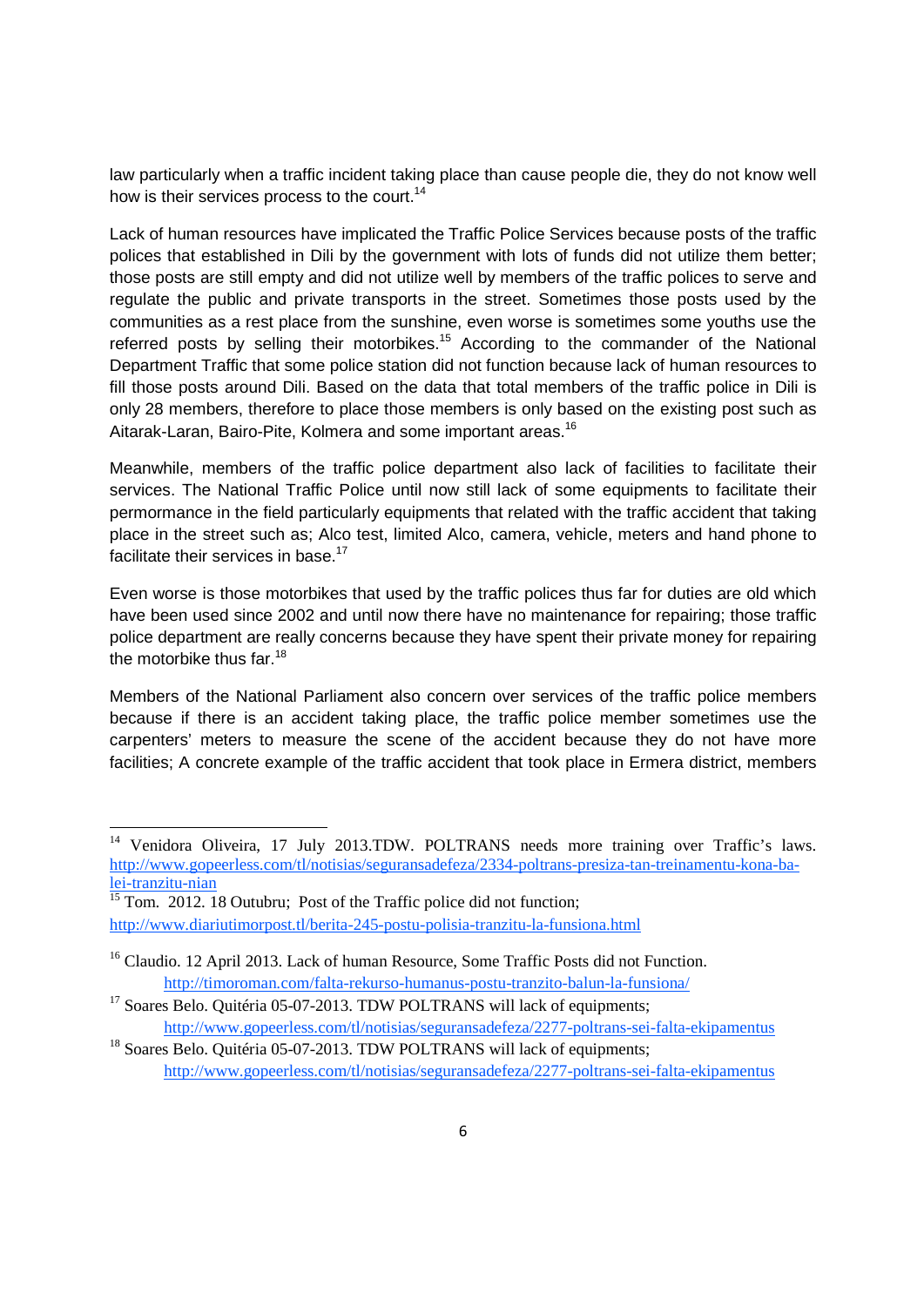law particularly when a traffic incident taking place than cause people die, they do not know well how is their services process to the court.[14]

Lack of human resources have implicated the Traffic Police Services because posts of the traffic polices that established in Dili by the government with lots of funds did not utilize them better; those posts are still empty and did not utilize well by members of the traffic polices to serve and regulate the public and private transports in the street. Sometimes those posts used by the communities as a rest place from the sunshine, even worse is sometimes some youths use the referred posts by selling their motorbikes.[15] According to the commander of the National Department Traffic that some police station did not function because lack of human resources to fill those posts around Dili. Based on the data that total members of the traffic police in Dili is only 28 members, therefore to place those members is only based on the existing post such as Aitarak-Laran, Bairo-Pite, Kolmera and some important areas.[16]

Meanwhile, members of the traffic police department also lack of facilities to facilitate their services. The National Traffic Police until now still lack of some equipments to facilitate their permormance in the field particularly equipments that related with the traffic accident that taking place in the street such as; Alco test, limited Alco, camera, vehicle, meters and hand phone to facilitate their services in base.[17]

Even worse is those motorbikes that used by the traffic polices thus far for duties are old which have been used since 2002 and until now there have no maintenance for repairing; those traffic police department are really concerns because they have spent their private money for repairing the motorbike thus far.[18]

Members of the National Parliament also concern over services of the traffic police members because if there is an accident taking place, the traffic police member sometimes use the carpenters' meters to measure the scene of the accident because they do not have more facilities; A concrete example of the traffic accident that took place in Ermera district, members

---

[14] Venidora Oliveira, 17 July 2013.TDW. POLTRANS needs more training over Traffic's laws. http://www.gopeerless.com/tl/notisias/seguransadefeza/2334-poltrans-presiza-tan-treinamentu-kona-ba-lei-tranzitu-nian

[15] Tom. 2012. 18 Outubru; Post of the Traffic police did not function; http://www.diariutimorpost.tl/berita-245-postu-polisia-tranzitu-la-funsiona.html

[16] Claudio. 12 April 2013. Lack of human Resource, Some Traffic Posts did not Function. http://timoroman.com/falta-rekurso-humanus-postu-tranzito-balun-la-funsiona/

[17] Soares Belo. Quitéria 05-07-2013. TDW POLTRANS will lack of equipments; http://www.gopeerless.com/tl/notisias/seguransadefeza/2277-poltrans-sei-falta-ekipamentus

[18] Soares Belo. Quitéria 05-07-2013. TDW POLTRANS will lack of equipments; http://www.gopeerless.com/tl/notisias/seguransadefeza/2277-poltrans-sei-falta-ekipamentus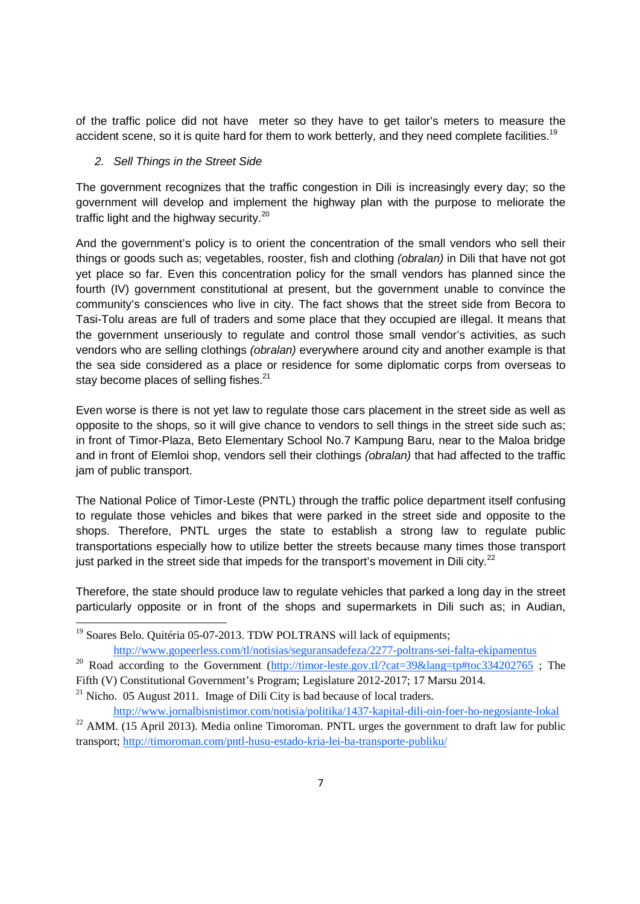of the traffic police did not have meter so they have to get tailor's meters to measure the accident scene, so it is quite hard for them to work betterly, and they need complete facilities.[19]

2. *Sell Things in the Street Side*

The government recognizes that the traffic congestion in Dili is increasingly every day; so the government will develop and implement the highway plan with the purpose to meliorate the traffic light and the highway security.[20]

And the government's policy is to orient the concentration of the small vendors who sell their things or goods such as; vegetables, rooster, fish and clothing *(obralan)* in Dili that have not got yet place so far. Even this concentration policy for the small vendors has planned since the fourth (IV) government constitutional at present, but the government unable to convince the community's consciences who live in city. The fact shows that the street side from Becora to Tasi-Tolu areas are full of traders and some place that they occupied are illegal. It means that the government unseriously to regulate and control those small vendor's activities, as such vendors who are selling clothings *(obralan)* everywhere around city and another example is that the sea side considered as a place or residence for some diplomatic corps from overseas to stay become places of selling fishes.[21]

Even worse is there is not yet law to regulate those cars placement in the street side as well as opposite to the shops, so it will give chance to vendors to sell things in the street side such as; in front of Timor-Plaza, Beto Elementary School No.7 Kampung Baru, near to the Maloa bridge and in front of Elemloi shop, vendors sell their clothings *(obralan)* that had affected to the traffic jam of public transport.

The National Police of Timor-Leste (PNTL) through the traffic police department itself confusing to regulate those vehicles and bikes that were parked in the street side and opposite to the shops. Therefore, PNTL urges the state to establish a strong law to regulate public transportations especially how to utilize better the streets because many times those transport just parked in the street side that impeds for the transport's movement in Dili city.[22]

Therefore, the state should produce law to regulate vehicles that parked a long day in the street particularly opposite or in front of the shops and supermarkets in Dili such as; in Audian,

---

[19] Soares Belo. Quitéria 05-07-2013. TDW POLTRANS will lack of equipments; http://www.gopeerless.com/tl/notisias/seguransadefeza/2277-poltrans-sei-falta-ekipamentus

[20] Road according to the Government (http://timor-leste.gov.tl/?cat=39&lang=tp#toc334202765 ; The Fifth (V) Constitutional Government's Program; Legislature 2012-2017; 17 Marsu 2014.

[21] Nicho. 05 August 2011. Image of Dili City is bad because of local traders. http://www.jornalbisnistimor.com/notisia/politika/1437-kapital-dili-oin-foer-ho-negosiante-lokal

[22] AMM. (15 April 2013). Media online Timoroman. PNTL urges the government to draft law for public transport; http://timoroman.com/pntl-husu-estado-kria-lei-ba-transporte-publiku/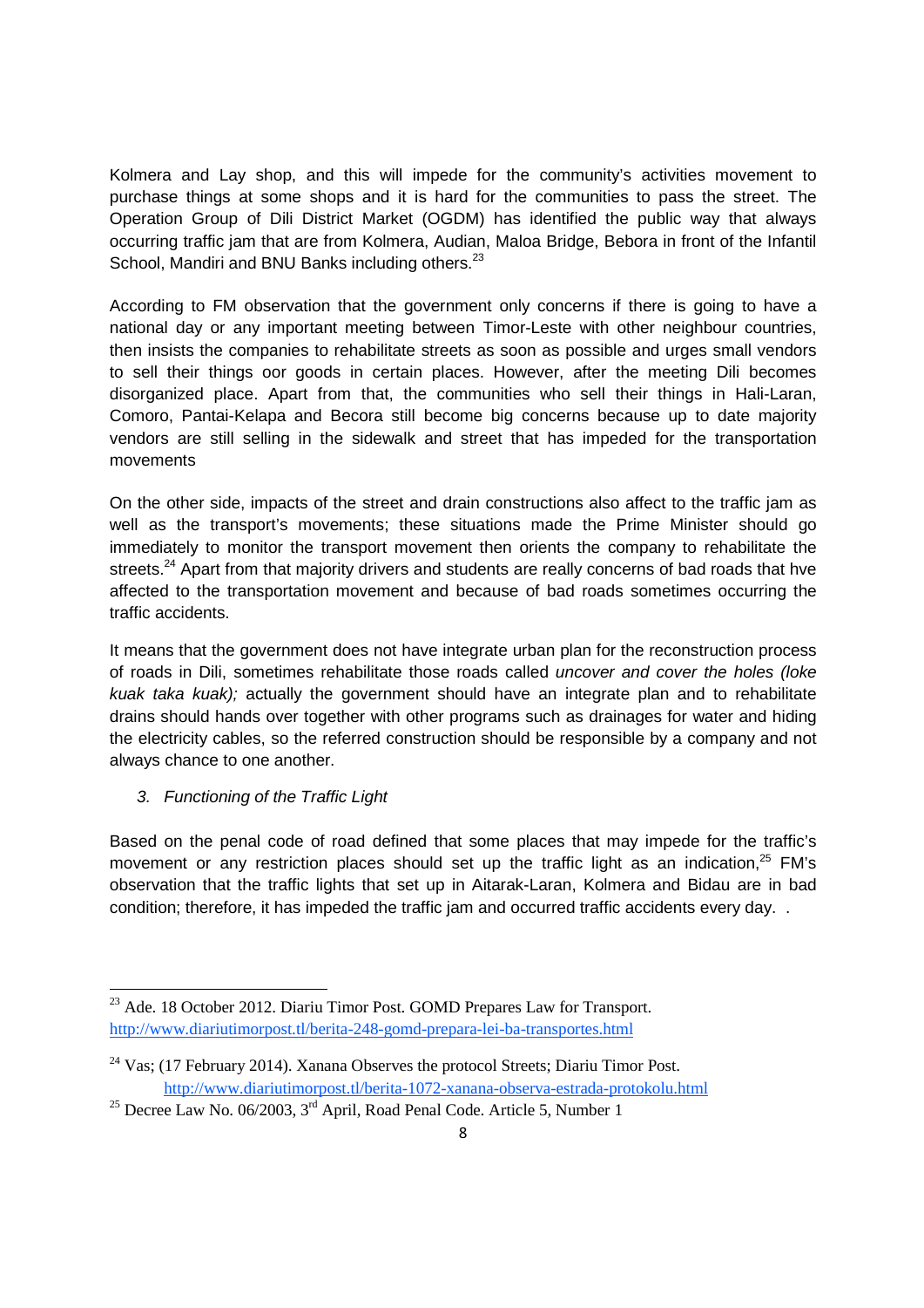Kolmera and Lay shop, and this will impede for the community's activities movement to purchase things at some shops and it is hard for the communities to pass the street. The Operation Group of Dili District Market (OGDM) has identified the public way that always occurring traffic jam that are from Kolmera, Audian, Maloa Bridge, Bebora in front of the Infantil School, Mandiri and BNU Banks including others.[23]

According to FM observation that the government only concerns if there is going to have a national day or any important meeting between Timor-Leste with other neighbour countries, then insists the companies to rehabilitate streets as soon as possible and urges small vendors to sell their things oor goods in certain places. However, after the meeting Dili becomes disorganized place. Apart from that, the communities who sell their things in Hali-Laran, Comoro, Pantai-Kelapa and Becora still become big concerns because up to date majority vendors are still selling in the sidewalk and street that has impeded for the transportation movements

On the other side, impacts of the street and drain constructions also affect to the traffic jam as well as the transport's movements; these situations made the Prime Minister should go immediately to monitor the transport movement then orients the company to rehabilitate the streets.[24] Apart from that majority drivers and students are really concerns of bad roads that hve affected to the transportation movement and because of bad roads sometimes occurring the traffic accidents.

It means that the government does not have integrate urban plan for the reconstruction process of roads in Dili, sometimes rehabilitate those roads called *uncover and cover the holes (loke kuak taka kuak);* actually the government should have an integrate plan and to rehabilitate drains should hands over together with other programs such as drainages for water and hiding the electricity cables, so the referred construction should be responsible by a company and not always chance to one another.

3. *Functioning of the Traffic Light*

Based on the penal code of road defined that some places that may impede for the traffic's movement or any restriction places should set up the traffic light as an indication,[25] FM's observation that the traffic lights that set up in Aitarak-Laran, Kolmera and Bidau are in bad condition; therefore, it has impeded the traffic jam and occurred traffic accidents every day. .

---

[23] Ade. 18 October 2012. Diariu Timor Post. GOMD Prepares Law for Transport. http://www.diariutimorpost.tl/berita-248-gomd-prepara-lei-ba-transportes.html

[24] Vas; (17 February 2014). Xanana Observes the protocol Streets; Diariu Timor Post. http://www.diariutimorpost.tl/berita-1072-xanana-observa-estrada-protokolu.html

[25] Decree Law No. 06/2003, 3rd April, Road Penal Code. Article 5, Number 1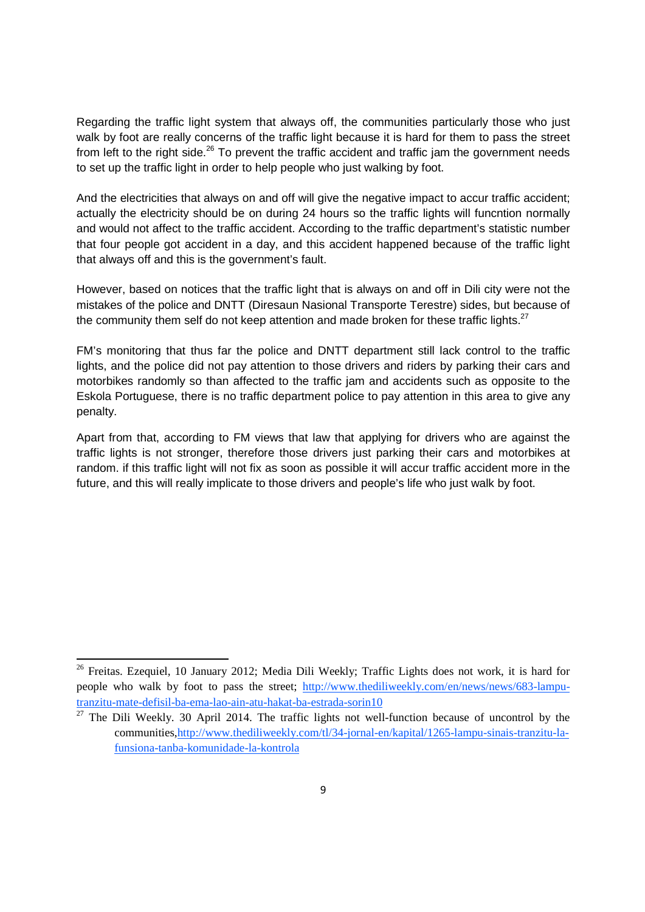Regarding the traffic light system that always off, the communities particularly those who just walk by foot are really concerns of the traffic light because it is hard for them to pass the street from left to the right side.[26] To prevent the traffic accident and traffic jam the government needs to set up the traffic light in order to help people who just walking by foot.

And the electricities that always on and off will give the negative impact to accur traffic accident; actually the electricity should be on during 24 hours so the traffic lights will funcntion normally and would not affect to the traffic accident. According to the traffic department's statistic number that four people got accident in a day, and this accident happened because of the traffic light that always off and this is the government's fault.

However, based on notices that the traffic light that is always on and off in Dili city were not the mistakes of the police and DNTT (Diresaun Nasional Transporte Terestre) sides, but because of the community them self do not keep attention and made broken for these traffic lights.[27]

FM's monitoring that thus far the police and DNTT department still lack control to the traffic lights, and the police did not pay attention to those drivers and riders by parking their cars and motorbikes randomly so than affected to the traffic jam and accidents such as opposite to the Eskola Portuguese, there is no traffic department police to pay attention in this area to give any penalty.

Apart from that, according to FM views that law that applying for drivers who are against the traffic lights is not stronger, therefore those drivers just parking their cars and motorbikes at random. if this traffic light will not fix as soon as possible it will accur traffic accident more in the future, and this will really implicate to those drivers and people's life who just walk by foot.

---

[26] Freitas. Ezequiel, 10 January 2012; Media Dili Weekly; Traffic Lights does not work, it is hard for people who walk by foot to pass the street; http://www.thediliweekly.com/en/news/news/683-lampu-tranzitu-mate-defisil-ba-ema-lao-ain-atu-hakat-ba-estrada-sorin10

[27] The Dili Weekly. 30 April 2014. The traffic lights not well-function because of uncontrol by the communities,http://www.thediliweekly.com/tl/34-jornal-en/kapital/1265-lampu-sinais-tranzitu-la-funsiona-tanba-komunidade-la-kontrola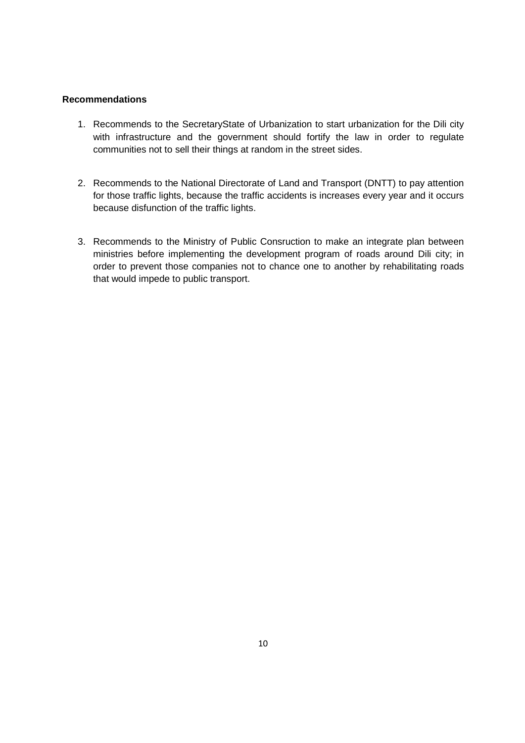**Recommendations**

1. Recommends to the SecretaryState of Urbanization to start urbanization for the Dili city with infrastructure and the government should fortify the law in order to regulate communities not to sell their things at random in the street sides.

2. Recommends to the National Directorate of Land and Transport (DNTT) to pay attention for those traffic lights, because the traffic accidents is increases every year and it occurs because disfunction of the traffic lights.

3. Recommends to the Ministry of Public Consruction to make an integrate plan between ministries before implementing the development program of roads around Dili city; in order to prevent those companies not to chance one to another by rehabilitating roads that would impede to public transport.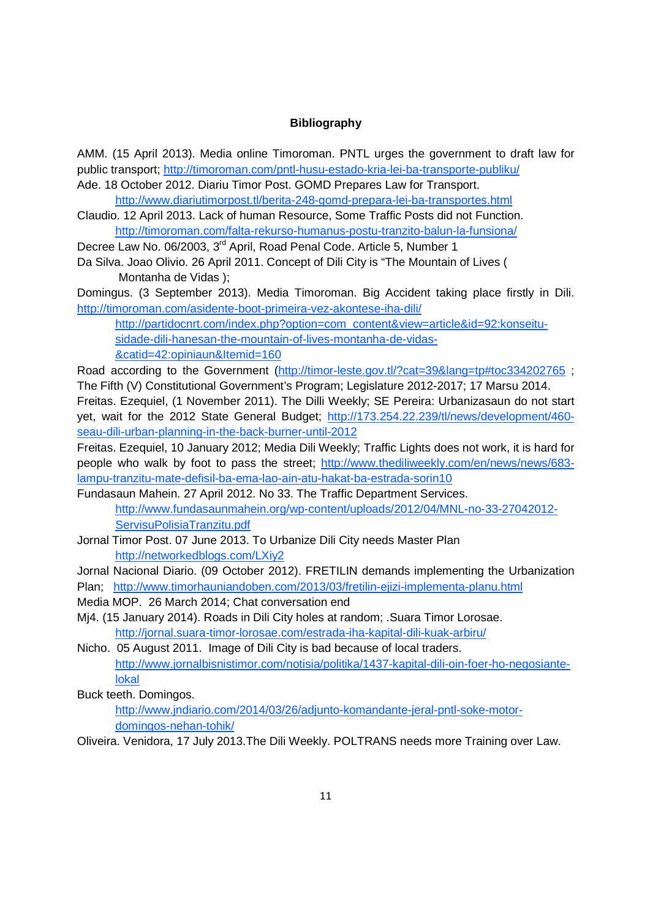**Bibliography**

AMM. (15 April 2013). Media online Timoroman. PNTL urges the government to draft law for public transport; http://timoroman.com/pntl-husu-estado-kria-lei-ba-transporte-publiku/

Ade. 18 October 2012. Diariu Timor Post. GOMD Prepares Law for Transport.
http://www.diariutimorpost.tl/berita-248-gomd-prepara-lei-ba-transportes.html

Claudio. 12 April 2013. Lack of human Resource, Some Traffic Posts did not Function.
http://timoroman.com/falta-rekurso-humanus-postu-tranzito-balun-la-funsiona/

Decree Law No. 06/2003, 3rd April, Road Penal Code. Article 5, Number 1

Da Silva. Joao Olivio. 26 April 2011. Concept of Dili City is "The Mountain of Lives ( Montanha de Vidas );

Domingus. (3 September 2013). Media Timoroman. Big Accident taking place firstly in Dili. http://timoroman.com/asidente-boot-primeira-vez-akontese-iha-dili/
http://partidocnrt.com/index.php?option=com_content&view=article&id=92:konseitu-sidade-dili-hanesan-the-mountain-of-lives-montanha-de-vidas-&catid=42:opiniaun&Itemid=160

Road according to the Government (http://timor-leste.gov.tl/?cat=39&lang=tp#toc334202765 ; The Fifth (V) Constitutional Government's Program; Legislature 2012-2017; 17 Marsu 2014.

Freitas. Ezequiel, (1 November 2011). The Dilli Weekly; SE Pereira: Urbanizasaun do not start yet, wait for the 2012 State General Budget; http://173.254.22.239/tl/news/development/460-seau-dili-urban-planning-in-the-back-burner-until-2012

Freitas. Ezequiel, 10 January 2012; Media Dili Weekly; Traffic Lights does not work, it is hard for people who walk by foot to pass the street; http://www.thediliweekly.com/en/news/news/683-lampu-tranzitu-mate-defisil-ba-ema-lao-ain-atu-hakat-ba-estrada-sorin10

Fundasaun Mahein. 27 April 2012. No 33. The Traffic Department Services.
http://www.fundasaunmahein.org/wp-content/uploads/2012/04/MNL-no-33-27042012-ServisuPolisiaTranzitu.pdf

Jornal Timor Post. 07 June 2013. To Urbanize Dili City needs Master Plan
http://networkedblogs.com/LXiy2

Jornal Nacional Diario. (09 October 2012). FRETILIN demands implementing the Urbanization Plan; http://www.timorhauniandoben.com/2013/03/fretilin-ejizi-implementa-planu.html

Media MOP. 26 March 2014; Chat conversation end

Mj4. (15 January 2014). Roads in Dili City holes at random; .Suara Timor Lorosae.
http://jornal.suara-timor-lorosae.com/estrada-iha-kapital-dili-kuak-arbiru/

Nicho. 05 August 2011. Image of Dili City is bad because of local traders.
http://www.jornalbisnistimor.com/notisia/politika/1437-kapital-dili-oin-foer-ho-negosiante-lokal

Buck teeth. Domingos.
http://www.jndiario.com/2014/03/26/adjunto-komandante-jeral-pntl-soke-motor-domingos-nehan-tohik/

Oliveira. Venidora, 17 July 2013.The Dili Weekly. POLTRANS needs more Training over Law.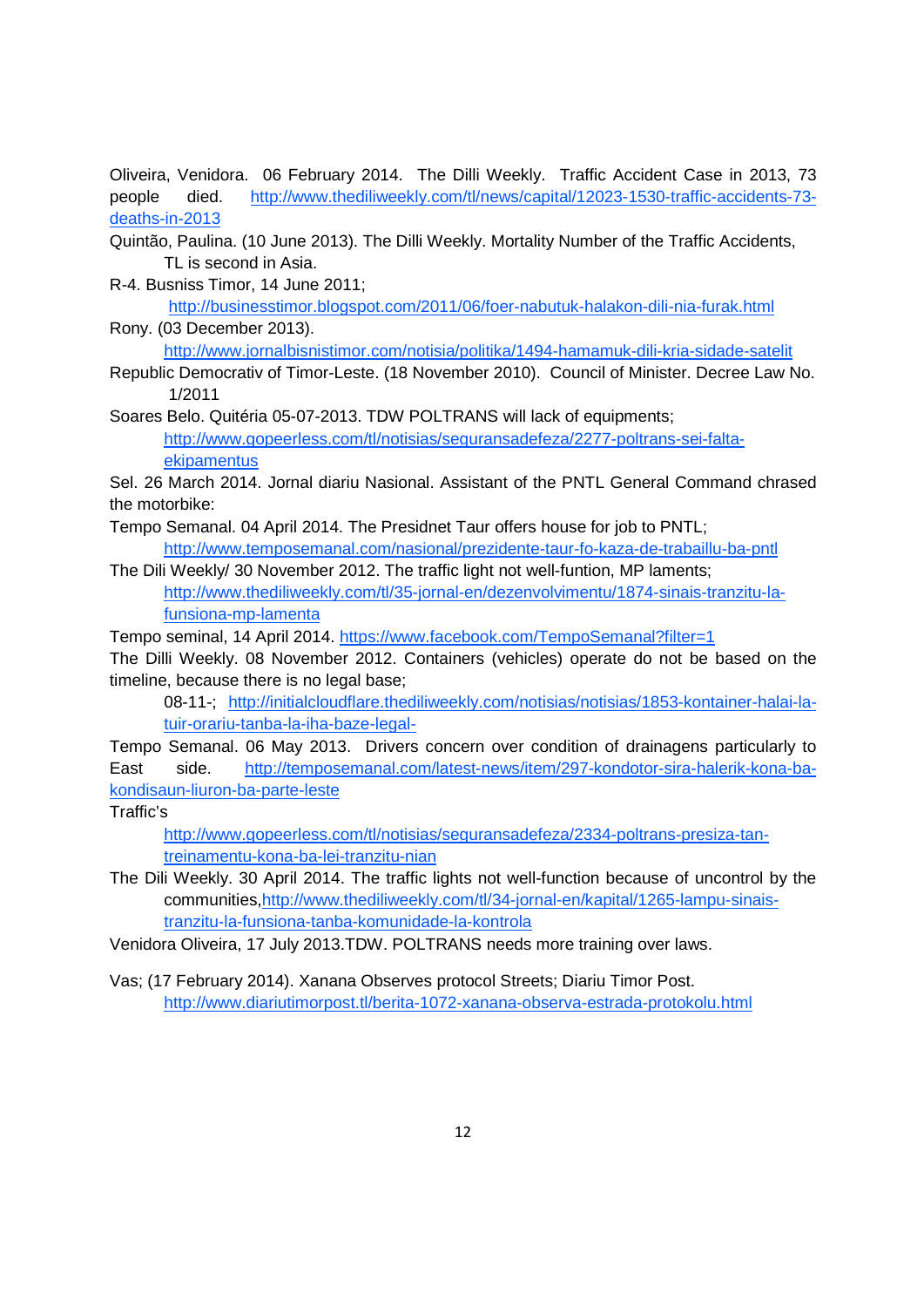Oliveira, Venidora. 06 February 2014. The Dilli Weekly. Traffic Accident Case in 2013, 73 people died. http://www.thediliweekly.com/tl/news/capital/12023-1530-traffic-accidents-73-deaths-in-2013

Quintão, Paulina. (10 June 2013). The Dilli Weekly. Mortality Number of the Traffic Accidents, TL is second in Asia.

R-4. Busniss Timor, 14 June 2011; http://businesstimor.blogspot.com/2011/06/foer-nabutuk-halakon-dili-nia-furak.html

Rony. (03 December 2013). http://www.jornalbisnistimor.com/notisia/politika/1494-hamamuk-dili-kria-sidade-satelit

Republic Democrativ of Timor-Leste. (18 November 2010). Council of Minister. Decree Law No. 1/2011

Soares Belo. Quitéria 05-07-2013. TDW POLTRANS will lack of equipments; http://www.gopeerless.com/tl/notisias/seguransadefeza/2277-poltrans-sei-falta-ekipamentus

Sel. 26 March 2014. Jornal diariu Nasional. Assistant of the PNTL General Command chrased the motorbike:

Tempo Semanal. 04 April 2014. The Presidnet Taur offers house for job to PNTL; http://www.temposemanal.com/nasional/prezidente-taur-fo-kaza-de-trabaillu-ba-pntl

The Dili Weekly/ 30 November 2012. The traffic light not well-funtion, MP laments; http://www.thediliweekly.com/tl/35-jornal-en/dezenvolvimentu/1874-sinais-tranzitu-la-funsiona-mp-lamenta

Tempo seminal, 14 April 2014. https://www.facebook.com/TempoSemanal?filter=1

The Dilli Weekly. 08 November 2012. Containers (vehicles) operate do not be based on the timeline, because there is no legal base;

08-11-; http://initialcloudflare.thediliweekly.com/notisias/notisias/1853-kontainer-halai-la-tuir-orariu-tanba-la-iha-baze-legal-

Tempo Semanal. 06 May 2013. Drivers concern over condition of drainagens particularly to East side. http://temposemanal.com/latest-news/item/297-kondotor-sira-halerik-kona-ba-kondisaun-liuron-ba-parte-leste

Traffic's

http://www.gopeerless.com/tl/notisias/seguransadefeza/2334-poltrans-presiza-tan-treinamentu-kona-ba-lei-tranzitu-nian

The Dili Weekly. 30 April 2014. The traffic lights not well-function because of uncontrol by the communities,http://www.thediliweekly.com/tl/34-jornal-en/kapital/1265-lampu-sinais-tranzitu-la-funsiona-tanba-komunidade-la-kontrola

Venidora Oliveira, 17 July 2013.TDW. POLTRANS needs more training over laws.

Vas; (17 February 2014). Xanana Observes protocol Streets; Diariu Timor Post. http://www.diariutimorpost.tl/berita-1072-xanana-observa-estrada-protokolu.html